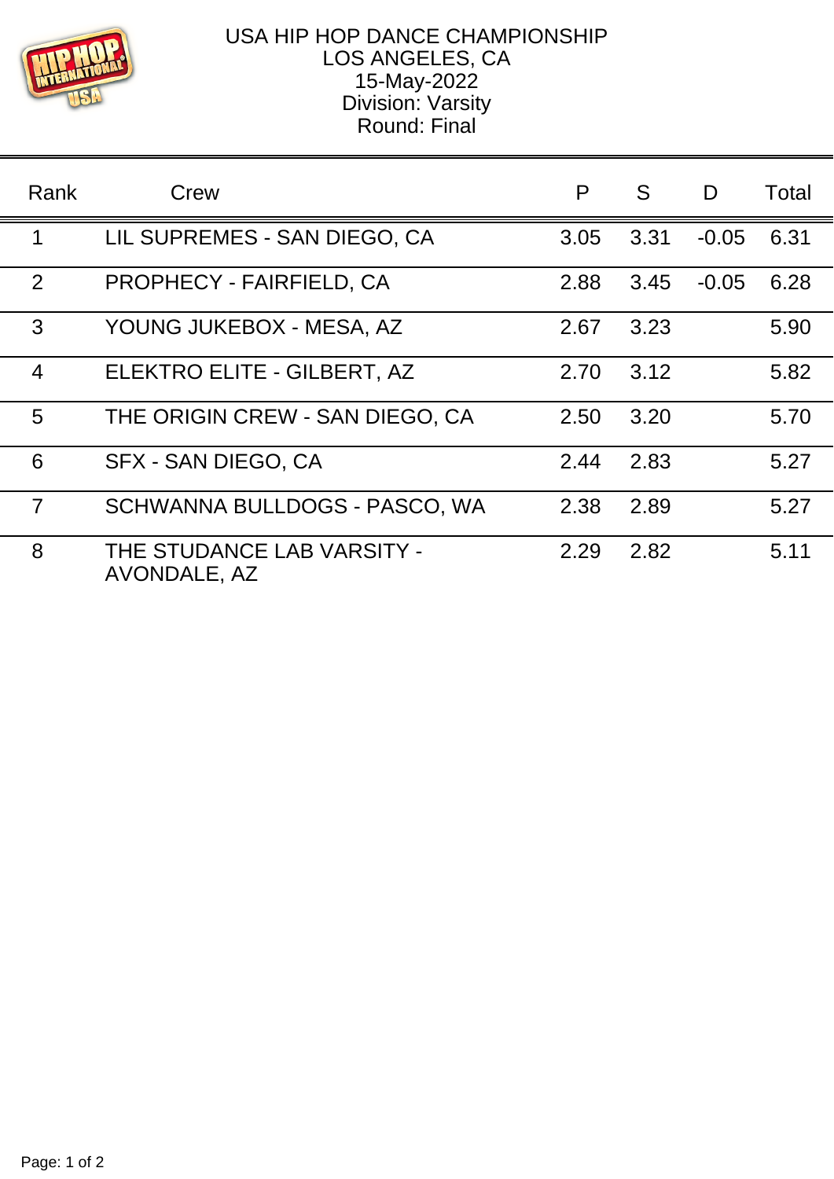USA HIP HOP DANCE CHAMPIONSHIP
LOS ANGELES, CA
15-May-2022
Division: Varsity
Round: Final

| Rank | Crew | P | S | D | Total |
|---|---|---|---|---|---|
| 1 | LIL SUPREMES - SAN DIEGO, CA | 3.05 | 3.31 | -0.05 | 6.31 |
| 2 | PROPHECY - FAIRFIELD, CA | 2.88 | 3.45 | -0.05 | 6.28 |
| 3 | YOUNG JUKEBOX - MESA, AZ | 2.67 | 3.23 | | 5.90 |
| 4 | ELEKTRO ELITE - GILBERT, AZ | 2.70 | 3.12 | | 5.82 |
| 5 | THE ORIGIN CREW - SAN DIEGO, CA | 2.50 | 3.20 | | 5.70 |
| 6 | SFX - SAN DIEGO, CA | 2.44 | 2.83 | | 5.27 |
| 7 | SCHWANNA BULLDOGS - PASCO, WA | 2.38 | 2.89 | | 5.27 |
| 8 | THE STUDANCE LAB VARSITY - AVONDALE, AZ | 2.29 | 2.82 | | 5.11 |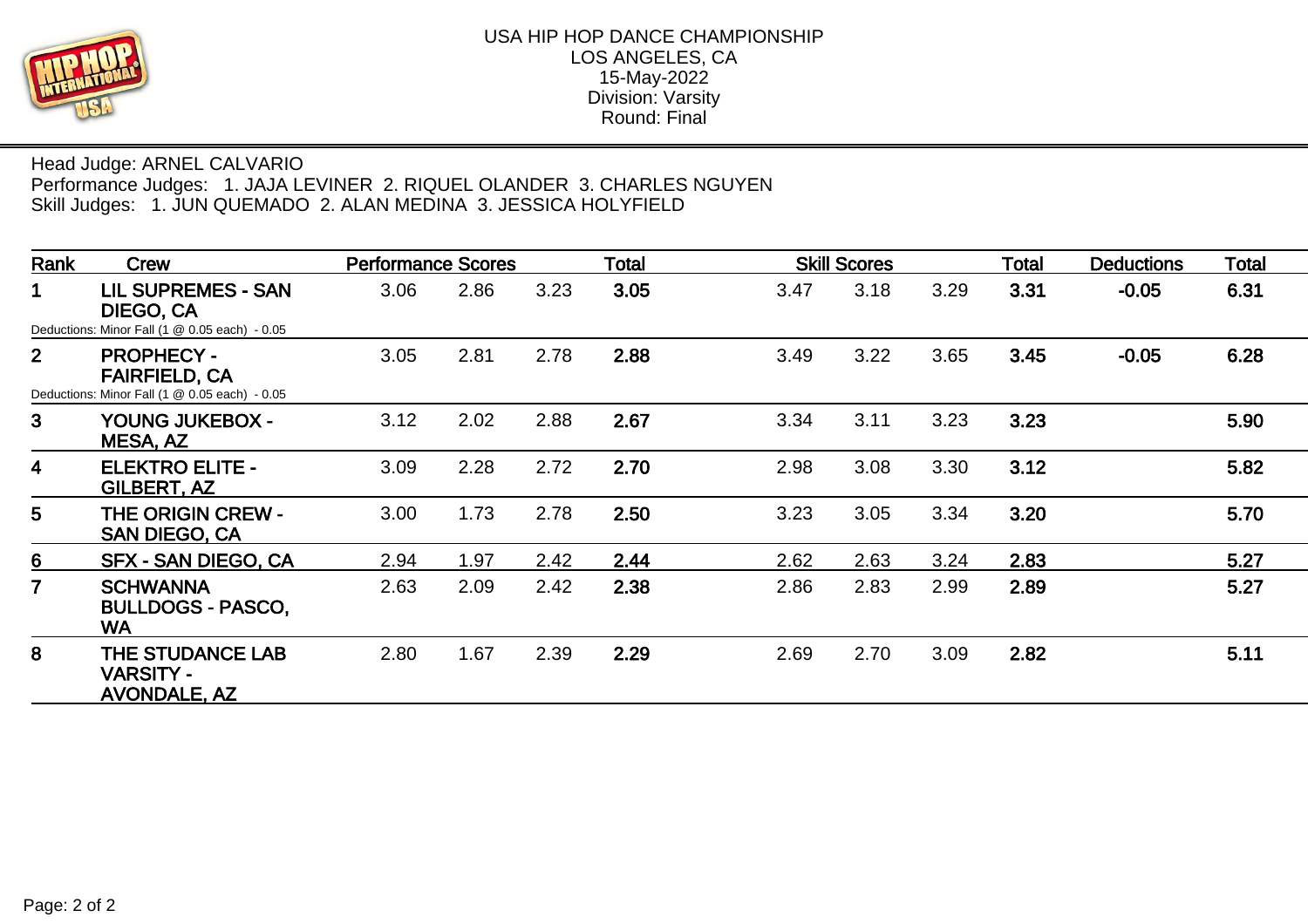USA HIP HOP DANCE CHAMPIONSHIP
LOS ANGELES, CA
15-May-2022
Division: Varsity
Round: Final

Head Judge: ARNEL CALVARIO
Performance Judges: 1. JAJA LEVINER 2. RIQUEL OLANDER 3. CHARLES NGUYEN
Skill Judges: 1. JUN QUEMADO 2. ALAN MEDINA 3. JESSICA HOLYFIELD

| Rank | Crew | Performance Scores | | | Total | Skill Scores | | | Total | Deductions | Total |
|---|---|---|---|---|---|---|---|---|---|---|---|
| 1 | **LIL SUPREMES - SAN DIEGO, CA**<br>Deductions: Minor Fall (1 @ 0.05 each) - 0.05 | 3.06 | 2.86 | 3.23 | **3.05** | 3.47 | 3.18 | 3.29 | **3.31** | **-0.05** | **6.31** |
| 2 | **PROPHECY - FAIRFIELD, CA**<br>Deductions: Minor Fall (1 @ 0.05 each) - 0.05 | 3.05 | 2.81 | 2.78 | **2.88** | 3.49 | 3.22 | 3.65 | **3.45** | **-0.05** | **6.28** |
| 3 | **YOUNG JUKEBOX - MESA, AZ** | 3.12 | 2.02 | 2.88 | **2.67** | 3.34 | 3.11 | 3.23 | **3.23** | | **5.90** |
| 4 | **ELEKTRO ELITE - GILBERT, AZ** | 3.09 | 2.28 | 2.72 | **2.70** | 2.98 | 3.08 | 3.30 | **3.12** | | **5.82** |
| 5 | **THE ORIGIN CREW - SAN DIEGO, CA** | 3.00 | 1.73 | 2.78 | **2.50** | 3.23 | 3.05 | 3.34 | **3.20** | | **5.70** |
| 6 | **SFX - SAN DIEGO, CA** | 2.94 | 1.97 | 2.42 | **2.44** | 2.62 | 2.63 | 3.24 | **2.83** | | **5.27** |
| 7 | **SCHWANNA BULLDOGS - PASCO, WA** | 2.63 | 2.09 | 2.42 | **2.38** | 2.86 | 2.83 | 2.99 | **2.89** | | **5.27** |
| 8 | **THE STUDANCE LAB VARSITY - AVONDALE, AZ** | 2.80 | 1.67 | 2.39 | **2.29** | 2.69 | 2.70 | 3.09 | **2.82** | | **5.11** |